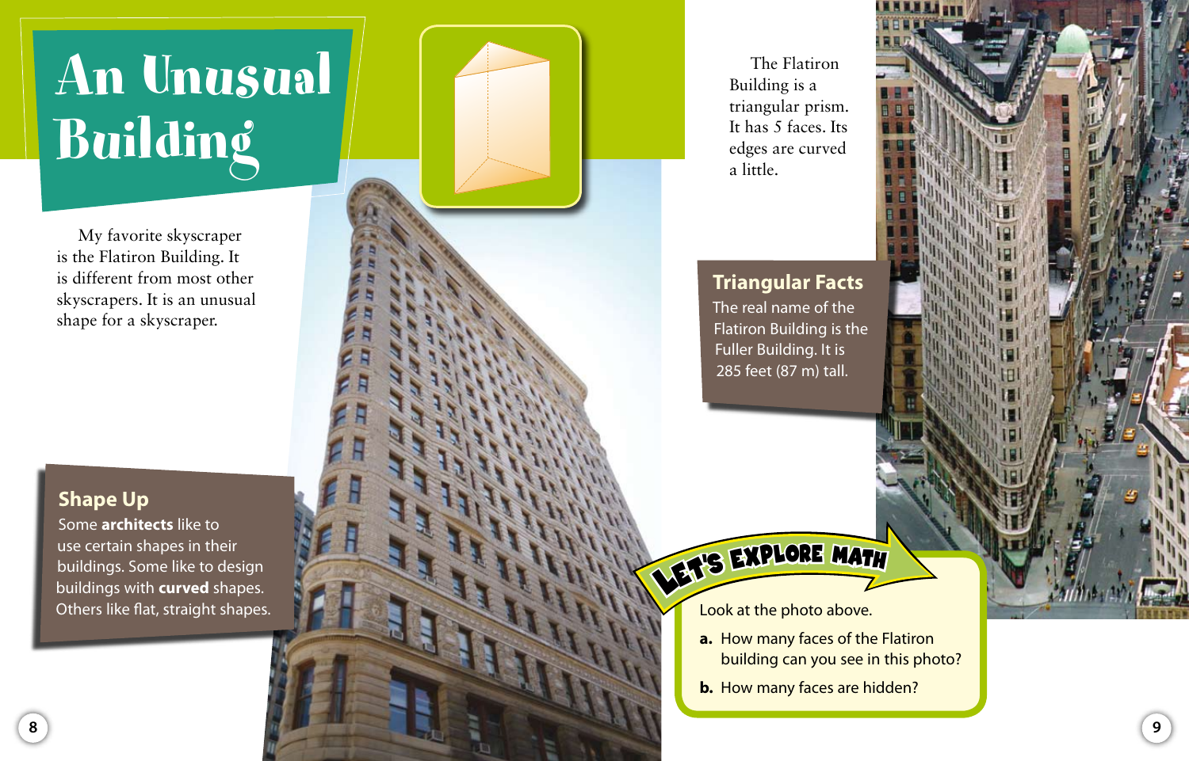# An Unusual Building

My favorite skyscraper is the Flatiron Building. It is different from most other skyscrapers. It is an unusual shape for a skyscraper.

## Shape Up

Some **architects** like to use certain shapes in their buildings. Some like to design buildings with **curved** shapes. Others like flat, straight shapes.

The Flatiron Building is a triangular prism. It has 5 faces. Its edges are curved a little.

## Triangular Facts

The real name of the Flatiron Building is the Fuller Building. It is 285 feet (87 m) tall.

## LET'S EXPLORE MATH

Look at the photo above.

**a.** How many faces of the Flatiron building can you see in this photo?

**b.** How many faces are hidden?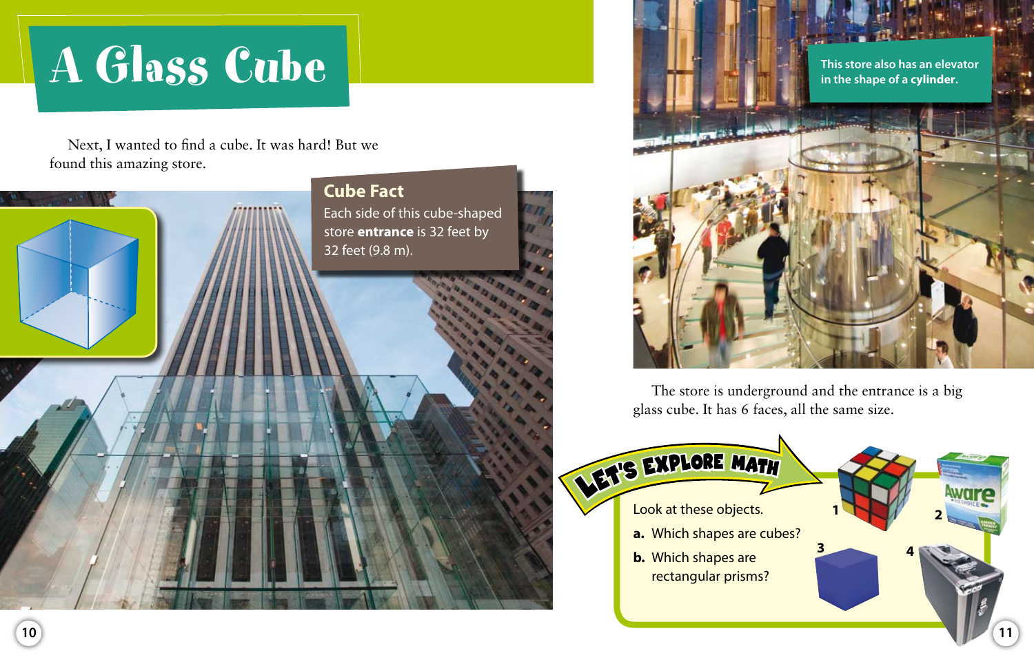# A Glass Cube

Next, I wanted to find a cube. It was hard! But we found this amazing store.

## Cube Fact

Each side of this cube-shaped store **entrance** is 32 feet by 32 feet (9.8 m).

This store also has an elevator in the shape of a **cylinder**.

The store is underground and the entrance is a big glass cube. It has 6 faces, all the same size.

## LET'S EXPLORE MATH

Look at these objects.

**a.** Which shapes are cubes?

**b.** Which shapes are rectangular prisms?

1

2

3

4